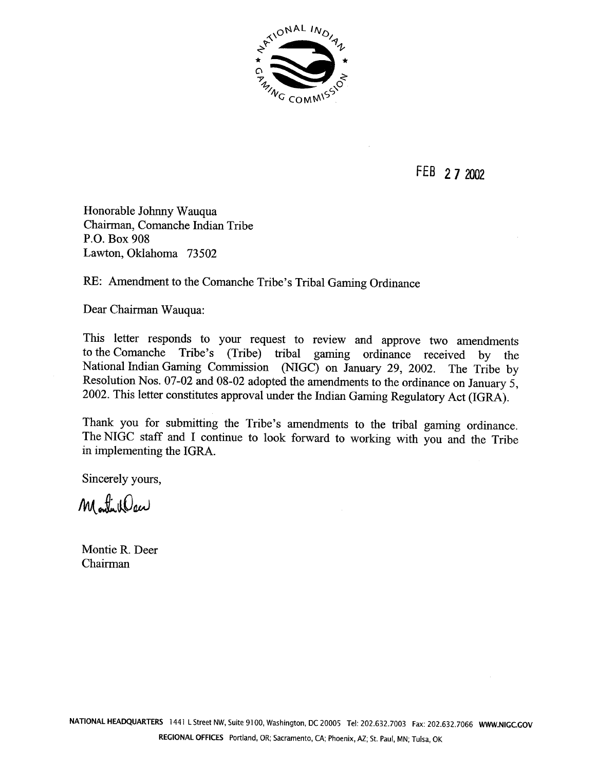NATIONAL INDIAN GAMING COMMISSION

FEB 27 2002

Honorable Johnny Wauqua
Chairman, Comanche Indian Tribe
P.O. Box 908
Lawton, Oklahoma 73502

RE: Amendment to the Comanche Tribe's Tribal Gaming Ordinance

Dear Chairman Wauqua:

This letter responds to your request to review and approve two amendments to the Comanche Tribe's (Tribe) tribal gaming ordinance received by the National Indian Gaming Commission (NIGC) on January 29, 2002. The Tribe by Resolution Nos. 07-02 and 08-02 adopted the amendments to the ordinance on January 5, 2002. This letter constitutes approval under the Indian Gaming Regulatory Act (IGRA).

Thank you for submitting the Tribe's amendments to the tribal gaming ordinance. The NIGC staff and I continue to look forward to working with you and the Tribe in implementing the IGRA.

Sincerely yours,

Montie R. Deer
Chairman

NATIONAL HEADQUARTERS 1441 L Street NW, Suite 9100, Washington, DC 20005 Tel: 202.632.7003 Fax: 202.632.7066 WWW.NIGC.GOV

REGIONAL OFFICES Portland, OR; Sacramento, CA; Phoenix, AZ; St. Paul, MN; Tulsa, OK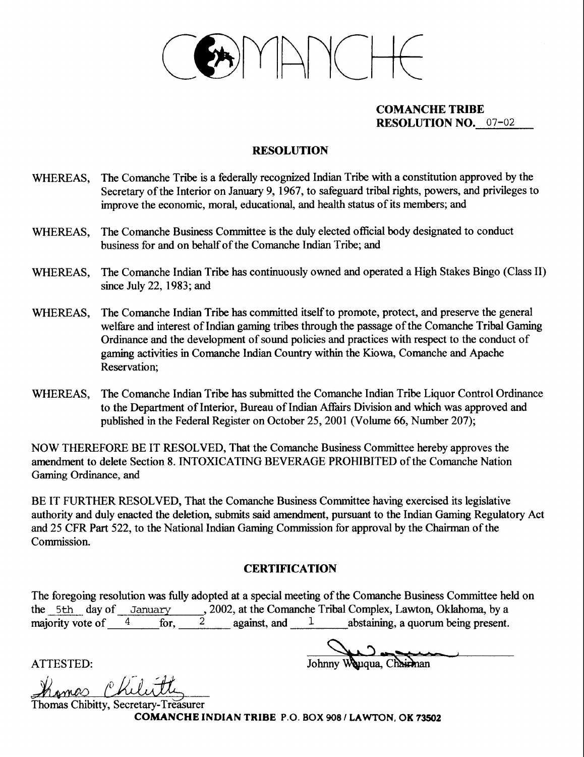# COMANCHE

**COMANCHE TRIBE**
**RESOLUTION NO.** 07-02

## RESOLUTION

WHEREAS, The Comanche Tribe is a federally recognized Indian Tribe with a constitution approved by the Secretary of the Interior on January 9, 1967, to safeguard tribal rights, powers, and privileges to improve the economic, moral, educational, and health status of its members; and

WHEREAS, The Comanche Business Committee is the duly elected official body designated to conduct business for and on behalf of the Comanche Indian Tribe; and

WHEREAS, The Comanche Indian Tribe has continuously owned and operated a High Stakes Bingo (Class II) since July 22, 1983; and

WHEREAS, The Comanche Indian Tribe has committed itself to promote, protect, and preserve the general welfare and interest of Indian gaming tribes through the passage of the Comanche Tribal Gaming Ordinance and the development of sound policies and practices with respect to the conduct of gaming activities in Comanche Indian Country within the Kiowa, Comanche and Apache Reservation;

WHEREAS, The Comanche Indian Tribe has submitted the Comanche Indian Tribe Liquor Control Ordinance to the Department of Interior, Bureau of Indian Affairs Division and which was approved and published in the Federal Register on October 25, 2001 (Volume 66, Number 207);

NOW THEREFORE BE IT RESOLVED, That the Comanche Business Committee hereby approves the amendment to delete Section 8. INTOXICATING BEVERAGE PROHIBITED of the Comanche Nation Gaming Ordinance, and

BE IT FURTHER RESOLVED, That the Comanche Business Committee having exercised its legislative authority and duly enacted the deletion, submits said amendment, pursuant to the Indian Gaming Regulatory Act and 25 CFR Part 522, to the National Indian Gaming Commission for approval by the Chairman of the Commission.

## CERTIFICATION

The foregoing resolution was fully adopted at a special meeting of the Comanche Business Committee held on the 5th day of January, 2002, at the Comanche Tribal Complex, Lawton, Oklahoma, by a majority vote of 4 for, 2 against, and 1 abstaining, a quorum being present.

Johnny Wauqua, Chairman

ATTESTED:

Thomas Chibitty, Secretary-Treasurer

**COMANCHE INDIAN TRIBE P.O. BOX 908 / LAWTON, OK 73502**